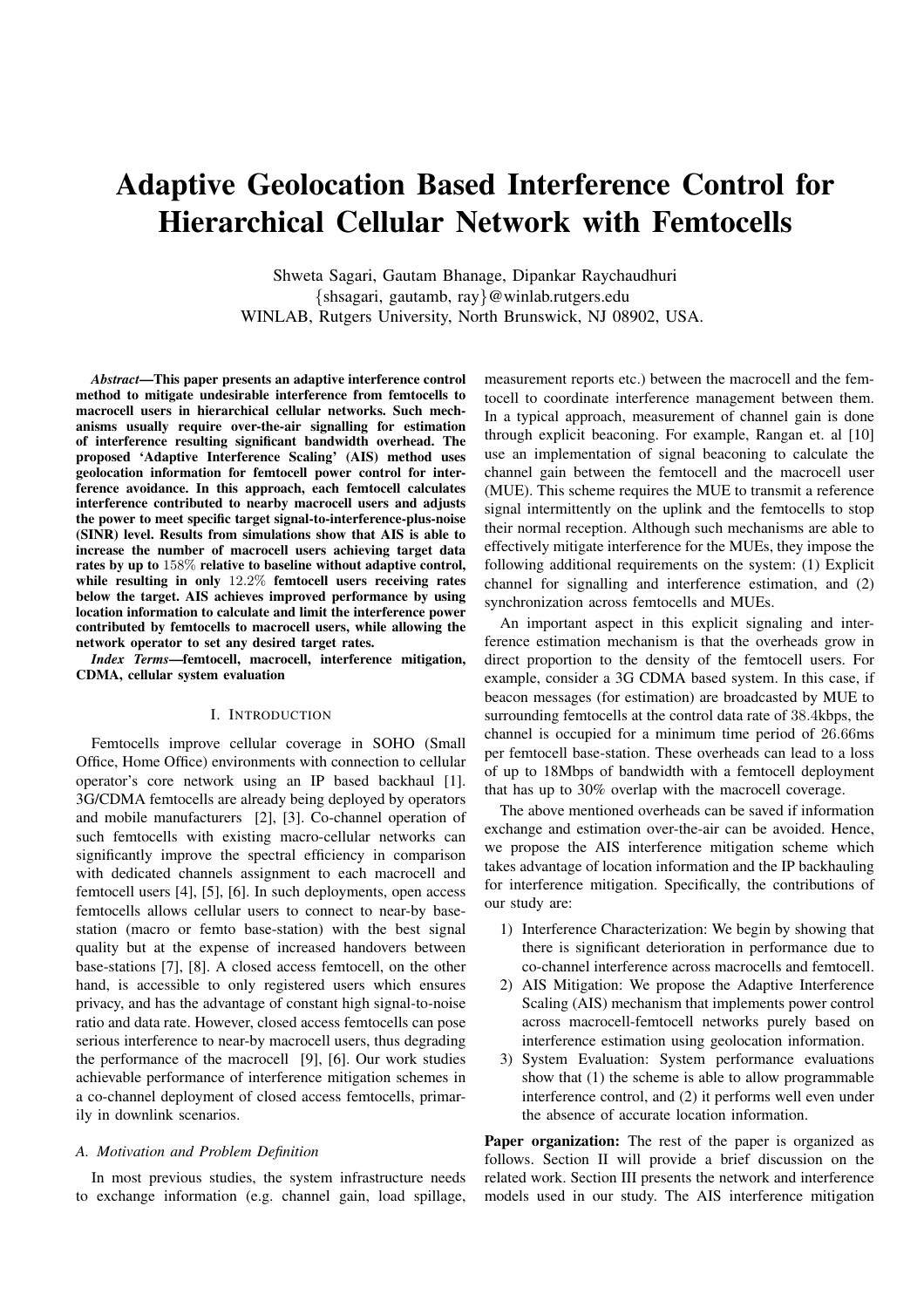# Adaptive Geolocation Based Interference Control for Hierarchical Cellular Network with Femtocells

Shweta Sagari, Gautam Bhanage, Dipankar Raychaudhuri
{shsagari, gautamb, ray}@winlab.rutgers.edu
WINLAB, Rutgers University, North Brunswick, NJ 08902, USA.

***Abstract*—This paper presents an adaptive interference control method to mitigate undesirable interference from femtocells to macrocell users in hierarchical cellular networks. Such mechanisms usually require over-the-air signalling for estimation of interference resulting significant bandwidth overhead. The proposed 'Adaptive Interference Scaling' (AIS) method uses geolocation information for femtocell power control for interference avoidance. In this approach, each femtocell calculates interference contributed to nearby macrocell users and adjusts the power to meet specific target signal-to-interference-plus-noise (SINR) level. Results from simulations show that AIS is able to increase the number of macrocell users achieving target data rates by up to $158\%$ relative to baseline without adaptive control, while resulting in only $12.2\%$ femtocell users receiving rates below the target. AIS achieves improved performance by using location information to calculate and limit the interference power contributed by femtocells to macrocell users, while allowing the network operator to set any desired target rates.**

***Index Terms*—femtocell, macrocell, interference mitigation, CDMA, cellular system evaluation**

## I. Introduction

Femtocells improve cellular coverage in SOHO (Small Office, Home Office) environments with connection to cellular operator's core network using an IP based backhaul [1]. 3G/CDMA femtocells are already being deployed by operators and mobile manufacturers [2], [3]. Co-channel operation of such femtocells with existing macro-cellular networks can significantly improve the spectral efficiency in comparison with dedicated channels assignment to each macrocell and femtocell users [4], [5], [6]. In such deployments, open access femtocells allows cellular users to connect to near-by base-station (macro or femto base-station) with the best signal quality but at the expense of increased handovers between base-stations [7], [8]. A closed access femtocell, on the other hand, is accessible to only registered users which ensures privacy, and has the advantage of constant high signal-to-noise ratio and data rate. However, closed access femtocells can pose serious interference to near-by macrocell users, thus degrading the performance of the macrocell [9], [6]. Our work studies achievable performance of interference mitigation schemes in a co-channel deployment of closed access femtocells, primarily in downlink scenarios.

### A. Motivation and Problem Definition

In most previous studies, the system infrastructure needs to exchange information (e.g. channel gain, load spillage, measurement reports etc.) between the macrocell and the femtocell to coordinate interference management between them. In a typical approach, measurement of channel gain is done through explicit beaconing. For example, Rangan et. al [10] use an implementation of signal beaconing to calculate the channel gain between the femtocell and the macrocell user (MUE). This scheme requires the MUE to transmit a reference signal intermittently on the uplink and the femtocells to stop their normal reception. Although such mechanisms are able to effectively mitigate interference for the MUEs, they impose the following additional requirements on the system: (1) Explicit channel for signalling and interference estimation, and (2) synchronization across femtocells and MUEs.

An important aspect in this explicit signaling and interference estimation mechanism is that the overheads grow in direct proportion to the density of the femtocell users. For example, consider a 3G CDMA based system. In this case, if beacon messages (for estimation) are broadcasted by MUE to surrounding femtocells at the control data rate of $38.4$kbps, the channel is occupied for a minimum time period of $26.66$ms per femtocell base-station. These overheads can lead to a loss of up to 18Mbps of bandwidth with a femtocell deployment that has up to 30% overlap with the macrocell coverage.

The above mentioned overheads can be saved if information exchange and estimation over-the-air can be avoided. Hence, we propose the AIS interference mitigation scheme which takes advantage of location information and the IP backhauling for interference mitigation. Specifically, the contributions of our study are:

1) Interference Characterization: We begin by showing that there is significant deterioration in performance due to co-channel interference across macrocells and femtocell.
2) AIS Mitigation: We propose the Adaptive Interference Scaling (AIS) mechanism that implements power control across macrocell-femtocell networks purely based on interference estimation using geolocation information.
3) System Evaluation: System performance evaluations show that (1) the scheme is able to allow programmable interference control, and (2) it performs well even under the absence of accurate location information.

**Paper organization:** The rest of the paper is organized as follows. Section II will provide a brief discussion on the related work. Section III presents the network and interference models used in our study. The AIS interference mitigation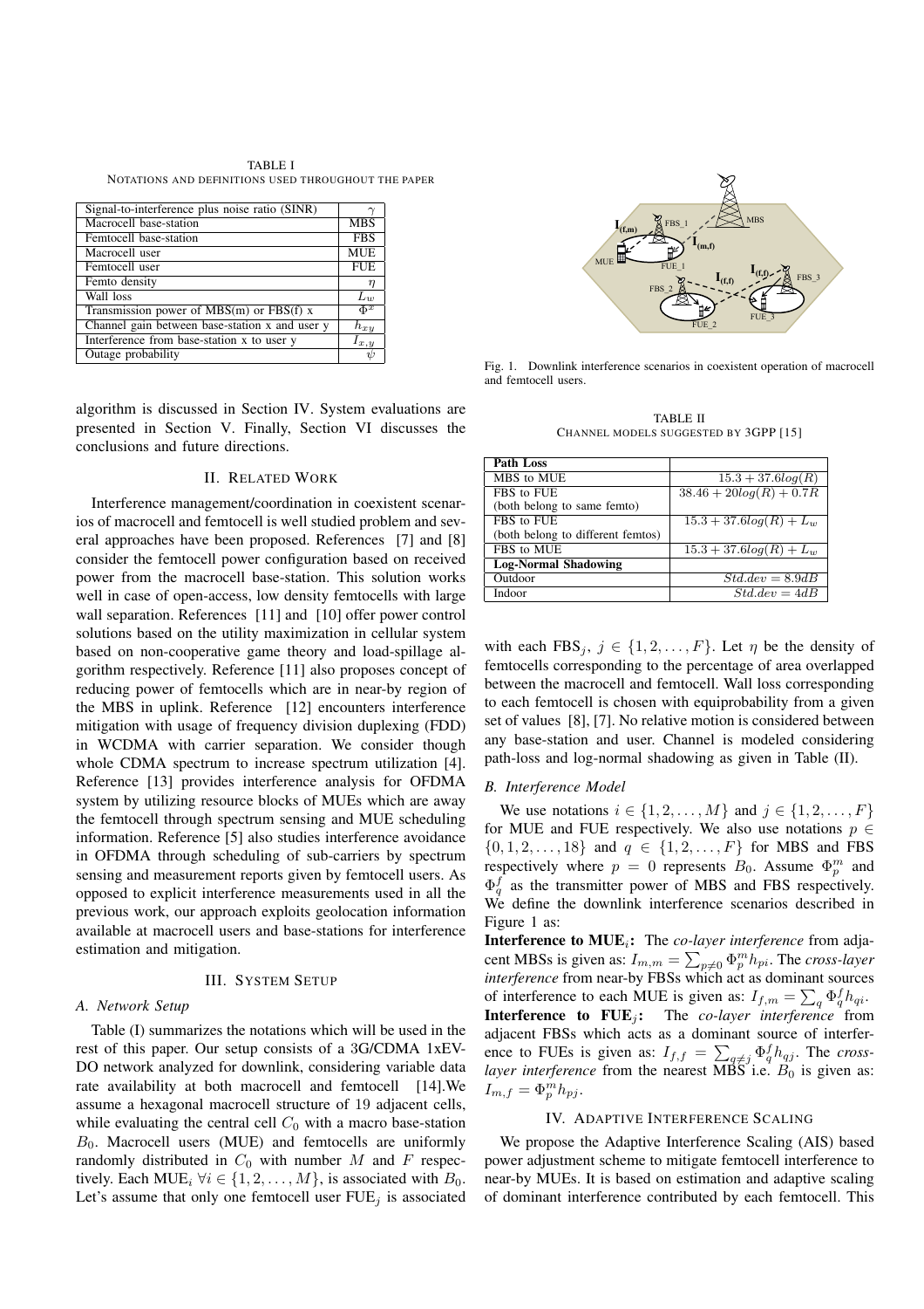TABLE I
NOTATIONS AND DEFINITIONS USED THROUGHOUT THE PAPER

| | |
|---|---|
| Signal-to-interference plus noise ratio (SINR) | $\gamma$ |
| Macrocell base-station | MBS |
| Femtocell base-station | FBS |
| Macrocell user | MUE |
| Femtocell user | FUE |
| Femto density | $\eta$ |
| Wall loss | $L_w$ |
| Transmission power of MBS(m) or FBS(f) x | $\Phi^x$ |
| Channel gain between base-station x and user y | $h_{xy}$ |
| Interference from base-station x to user y | $I_{x,y}$ |
| Outage probability | $\psi$ |

algorithm is discussed in Section IV. System evaluations are presented in Section V. Finally, Section VI discusses the conclusions and future directions.

## II. Related Work

Interference management/coordination in coexistent scenarios of macrocell and femtocell is well studied problem and several approaches have been proposed. References [7] and [8] consider the femtocell power configuration based on received power from the macrocell base-station. This solution works well in case of open-access, low density femtocells with large wall separation. References [11] and [10] offer power control solutions based on the utility maximization in cellular system based on non-cooperative game theory and load-spillage algorithm respectively. Reference [11] also proposes concept of reducing power of femtocells which are in near-by region of the MBS in uplink. Reference [12] encounters interference mitigation with usage of frequency division duplexing (FDD) in WCDMA with carrier separation. We consider though whole CDMA spectrum to increase spectrum utilization [4]. Reference [13] provides interference analysis for OFDMA system by utilizing resource blocks of MUEs which are away the femtocell through spectrum sensing and MUE scheduling information. Reference [5] also studies interference avoidance in OFDMA through scheduling of sub-carriers by spectrum sensing and measurement reports given by femtocell users. As opposed to explicit interference measurements used in all the previous work, our approach exploits geolocation information available at macrocell users and base-stations for interference estimation and mitigation.

## III. System Setup

### A. Network Setup

Table (I) summarizes the notations which will be used in the rest of this paper. Our setup consists of a 3G/CDMA 1xEV-DO network analyzed for downlink, considering variable data rate availability at both macrocell and femtocell [14].We assume a hexagonal macrocell structure of 19 adjacent cells, while evaluating the central cell $C_0$ with a macro base-station $B_0$. Macrocell users (MUE) and femtocells are uniformly randomly distributed in $C_0$ with number $M$ and $F$ respectively. Each MUE$_i$ $\forall i \in \{1, 2, \ldots, M\}$, is associated with $B_0$. Let's assume that only one femtocell user FUE$_j$ is associated with each FBS$_j$, $j \in \{1, 2, \ldots, F\}$. Let $\eta$ be the density of femtocells corresponding to the percentage of area overlapped between the macrocell and femtocell. Wall loss corresponding to each femtocell is chosen with equiprobability from a given set of values [8], [7]. No relative motion is considered between any base-station and user. Channel is modeled considering path-loss and log-normal shadowing as given in Table (II).

Fig. 1. Downlink interference scenarios in coexistent operation of macrocell and femtocell users.

TABLE II
CHANNEL MODELS SUGGESTED BY 3GPP [15]

| **Path Loss** | |
|---|---|
| MBS to MUE | $15.3 + 37.6log(R)$ |
| FBS to FUE (both belong to same femto) | $38.46 + 20log(R) + 0.7R$ |
| FBS to FUE (both belong to different femtos) | $15.3 + 37.6log(R) + L_w$ |
| FBS to MUE | $15.3 + 37.6log(R) + L_w$ |
| **Log-Normal Shadowing** | |
| Outdoor | $Std.dev = 8.9dB$ |
| Indoor | $Std.dev = 4dB$ |

### B. Interference Model

We use notations $i \in \{1, 2, \ldots, M\}$ and $j \in \{1, 2, \ldots, F\}$ for MUE and FUE respectively. We also use notations $p \in \{0, 1, 2, \ldots, 18\}$ and $q \in \{1, 2, \ldots, F\}$ for MBS and FBS respectively where $p = 0$ represents $B_0$. Assume $\Phi_p^m$ and $\Phi_q^f$ as the transmitter power of MBS and FBS respectively. We define the downlink interference scenarios described in Figure 1 as:

**Interference to MUE$_i$:** The *co-layer interference* from adjacent MBSs is given as: $I_{m,m} = \sum_{p \neq 0} \Phi_p^m h_{pi}$. The *cross-layer interference* from near-by FBSs which act as dominant sources of interference to each MUE is given as: $I_{f,m} = \sum_q \Phi_q^f h_{qi}$.

**Interference to FUE$_j$:** The *co-layer interference* from adjacent FBSs which acts as a dominant source of interference to FUEs is given as: $I_{f,f} = \sum_{q \neq j} \Phi_q^f h_{qj}$. The *cross-layer interference* from the nearest MBS i.e. $B_0$ is given as: $I_{m,f} = \Phi_p^m h_{pj}$.

## IV. Adaptive Interference Scaling

We propose the Adaptive Interference Scaling (AIS) based power adjustment scheme to mitigate femtocell interference to near-by MUEs. It is based on estimation and adaptive scaling of dominant interference contributed by each femtocell. This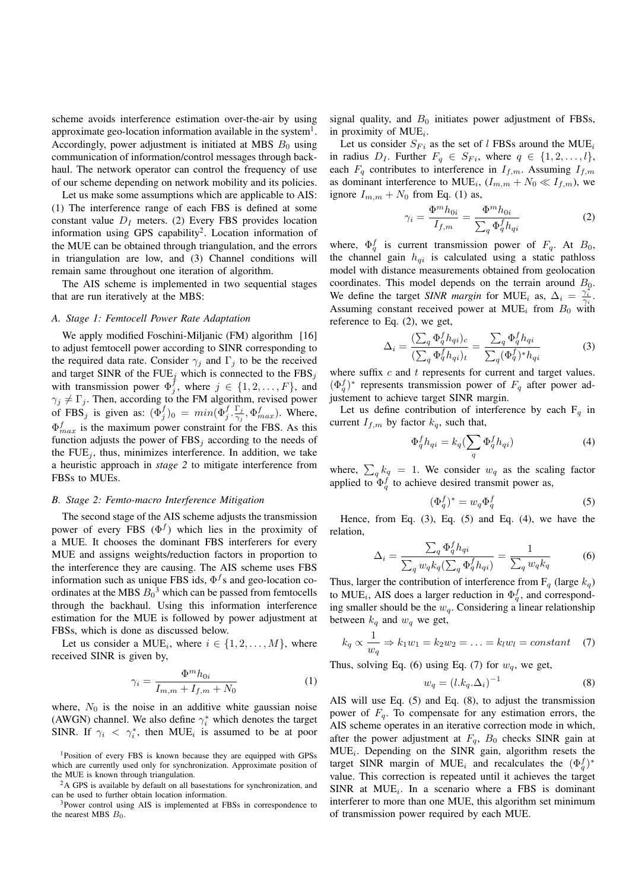scheme avoids interference estimation over-the-air by using approximate geo-location information available in the system[1]. Accordingly, power adjustment is initiated at MBS $B_0$ using communication of information/control messages through backhaul. The network operator can control the frequency of use of our scheme depending on network mobility and its policies.

Let us make some assumptions which are applicable to AIS: (1) The interference range of each FBS is defined at some constant value $D_I$ meters. (2) Every FBS provides location information using GPS capability[2]. Location information of the MUE can be obtained through triangulation, and the errors in triangulation are low, and (3) Channel conditions will remain same throughout one iteration of algorithm.

The AIS scheme is implemented in two sequential stages that are run iteratively at the MBS:

### A. Stage 1: Femtocell Power Rate Adaptation

We apply modified Foschini-Miljanic (FM) algorithm [16] to adjust femtocell power according to SINR corresponding to the required data rate. Consider $\gamma_j$ and $\Gamma_j$ to be the received and target SINR of the FUE$_j$ which is connected to the FBS$_j$ with transmission power $\Phi_j^f$, where $j \in \{1, 2, \ldots, F\}$, and $\gamma_j \neq \Gamma_j$. Then, according to the FM algorithm, revised power of FBS$_j$ is given as: $(\Phi_j^f)_0 = min(\Phi_j^f.\frac{\Gamma_j}{\gamma_j}, \Phi_{max}^f)$. Where, $\Phi_{max}^f$ is the maximum power constraint for the FBS. As this function adjusts the power of FBS$_j$ according to the needs of the FUE$_j$, thus, minimizes interference. In addition, we take a heuristic approach in *stage 2* to mitigate interference from FBSs to MUEs.

### B. Stage 2: Femto-macro Interference Mitigation

The second stage of the AIS scheme adjusts the transmission power of every FBS ($\Phi^f$) which lies in the proximity of a MUE. It chooses the dominant FBS interferers for every MUE and assigns weights/reduction factors in proportion to the interference they are causing. The AIS scheme uses FBS information such as unique FBS ids, $\Phi^f$s and geo-location coordinates at the MBS $B_0$[3] which can be passed from femtocells through the backhaul. Using this information interference estimation for the MUE is followed by power adjustment at FBSs, which is done as discussed below.

Let us consider a MUE$_i$, where $i \in \{1, 2, \ldots, M\}$, where received SINR is given by,

$$\gamma_i = \frac{\Phi^m h_{0i}}{I_{m,m} + I_{f,m} + N_0} \tag{1}$$

where, $N_0$ is the noise in an additive white gaussian noise (AWGN) channel. We also define $\gamma_i^*$ which denotes the target SINR. If $\gamma_i < \gamma_i^*$, then MUE$_i$ is assumed to be at poor signal quality, and $B_0$ initiates power adjustment of FBSs, in proximity of MUE$_i$.

Let us consider $S_{Fi}$ as the set of $l$ FBSs around the MUE$_i$ in radius $D_I$. Further $F_q \in S_{Fi}$, where $q \in \{1, 2, \ldots, l\}$, each $F_q$ contributes to interference in $I_{f,m}$. Assuming $I_{f,m}$ as dominant interference to MUE$_i$, ($I_{m,m} + N_0 \ll I_{f,m}$), we ignore $I_{m,m} + N_0$ from Eq. (1) as,

$$\gamma_i = \frac{\Phi^m h_{0i}}{I_{f,m}} = \frac{\Phi^m h_{0i}}{\sum_q \Phi_q^f h_{qi}} \tag{2}$$

where, $\Phi_q^f$ is current transmission power of $F_q$. At $B_0$, the channel gain $h_{qi}$ is calculated using a static pathloss model with distance measurements obtained from geolocation coordinates. This model depends on the terrain around $B_0$. We define the target *SINR margin* for MUE$_i$ as, $\Delta_i = \frac{\gamma_i^*}{\gamma_i}$. Assuming constant received power at MUE$_i$ from $B_0$ with reference to Eq. (2), we get,

$$\Delta_i = \frac{(\sum_q \Phi_q^f h_{qi})_c}{(\sum_q \Phi_q^f h_{qi})_t} = \frac{\sum_q \Phi_q^f h_{qi}}{\sum_q (\Phi_q^f)^* h_{qi}} \tag{3}$$

where suffix $c$ and $t$ represents for current and target values. $(\Phi_q^f)^*$ represents transmission power of $F_q$ after power adjustement to achieve target SINR margin.

Let us define contribution of interference by each F$_q$ in current $I_{f,m}$ by factor $k_q$, such that,

$$\Phi_q^f h_{qi} = k_q (\sum_q \Phi_q^f h_{qi}) \tag{4}$$

where, $\sum_q k_q = 1$. We consider $w_q$ as the scaling factor applied to $\Phi_q^f$ to achieve desired transmit power as,

$$(\Phi_q^f)^* = w_q \Phi_q^f \tag{5}$$

Hence, from Eq. (3), Eq. (5) and Eq. (4), we have the relation,

$$\Delta_i = \frac{\sum_q \Phi_q^f h_{qi}}{\sum_q w_q k_q (\sum_q \Phi_q^f h_{qi})} = \frac{1}{\sum_q w_q k_q} \tag{6}$$

Thus, larger the contribution of interference from F$_q$ (large $k_q$) to MUE$_i$, AIS does a larger reduction in $\Phi_q^f$, and corresponding smaller should be the $w_q$. Considering a linear relationship between $k_q$ and $w_q$ we get,

$$k_q \propto \frac{1}{w_q} \Rightarrow k_1 w_1 = k_2 w_2 = \ldots = k_l w_l = constant \tag{7}$$

Thus, solving Eq. (6) using Eq. (7) for $w_q$, we get,

$$w_q = (l.k_q.\Delta_i)^{-1} \tag{8}$$

AIS will use Eq. (5) and Eq. (8), to adjust the transmission power of $F_q$. To compensate for any estimation errors, the AIS scheme operates in an iterative correction mode in which, after the power adjustment at $F_q$, $B_0$ checks SINR gain at MUE$_i$. Depending on the SINR gain, algorithm resets the target SINR margin of MUE$_i$ and recalculates the $(\Phi_q^f)^*$ value. This correction is repeated until it achieves the target SINR at MUE$_i$. In a scenario where a FBS is dominant interferer to more than one MUE, this algorithm set minimum of transmission power required by each MUE.

---

[1] Position of every FBS is known because they are equipped with GPSs which are currently used only for synchronization. Approximate position of the MUE is known through triangulation.

[2] A GPS is available by default on all basestations for synchronization, and can be used to further obtain location information.

[3] Power control using AIS is implemented at FBSs in correspondence to the nearest MBS $B_0$.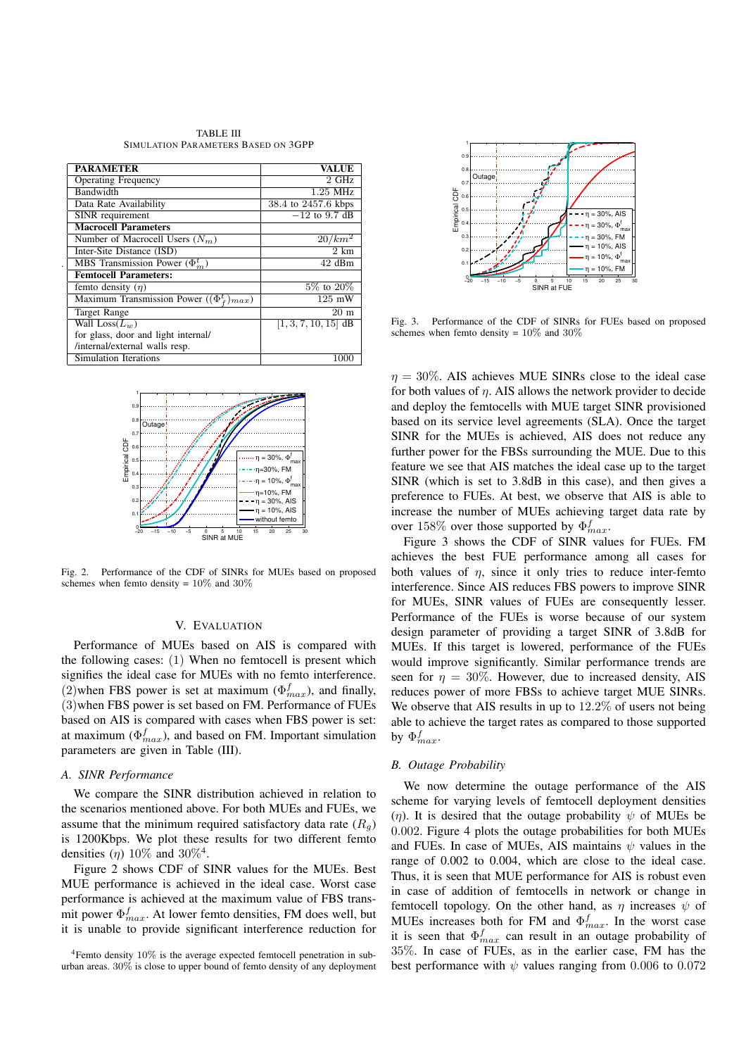TABLE III
SIMULATION PARAMETERS BASED ON 3GPP

| PARAMETER | VALUE |
|---|---|
| Operating Frequency | 2 GHz |
| Bandwidth | 1.25 MHz |
| Data Rate Availability | 38.4 to 2457.6 kbps |
| SINR requirement | −12 to 9.7 dB |
| **Macrocell Parameters** | |
| Number of Macrocell Users ($N_m$) | $20/km^2$ |
| Inter-Site Distance (ISD) | 2 km |
| MBS Transmission Power ($\Phi_m^t$) | 42 dBm |
| **Femtocell Parameters:** | |
| femto density ($\eta$) | 5% to 20% |
| Maximum Transmission Power ($(\Phi_f^t)_{max}$) | 125 mW |
| Target Range | 20 m |
| Wall Loss($L_w$) for glass, door and light internal/ /internal/external walls resp. | [1, 3, 7, 10, 15] dB |
| Simulation Iterations | 1000 |

Fig. 2. Performance of the CDF of SINRs for MUEs based on proposed schemes when femto density = 10% and 30%

Fig. 3. Performance of the CDF of SINRs for FUEs based on proposed schemes when femto density = 10% and 30%

## V. EVALUATION

Performance of MUEs based on AIS is compared with the following cases: (1) When no femtocell is present which signifies the ideal case for MUEs with no femto interference. (2)when FBS power is set at maximum ($\Phi^f_{max}$), and finally, (3)when FBS power is set based on FM. Performance of FUEs based on AIS is compared with cases when FBS power is set: at maximum ($\Phi^f_{max}$), and based on FM. Important simulation parameters are given in Table (III).

### A. SINR Performance

We compare the SINR distribution achieved in relation to the scenarios mentioned above. For both MUEs and FUEs, we assume that the minimum required satisfactory data rate ($R_g$) is 1200Kbps. We plot these results for two different femto densities ($\eta$) 10% and 30%[4].

Figure 2 shows CDF of SINR values for the MUEs. Best MUE performance is achieved in the ideal case. Worst case performance is achieved at the maximum value of FBS transmit power $\Phi^f_{max}$. At lower femto densities, FM does well, but it is unable to provide significant interference reduction for $\eta = 30\%$. AIS achieves MUE SINRs close to the ideal case for both values of $\eta$. AIS allows the network provider to decide and deploy the femtocells with MUE target SINR provisioned based on its service level agreements (SLA). Once the target SINR for the MUEs is achieved, AIS does not reduce any further power for the FBSs surrounding the MUE. Due to this feature we see that AIS matches the ideal case up to the target SINR (which is set to 3.8dB in this case), and then gives a preference to FUEs. At best, we observe that AIS is able to increase the number of MUEs achieving target data rate by over 158% over those supported by $\Phi^f_{max}$.

Figure 3 shows the CDF of SINR values for FUEs. FM achieves the best FUE performance among all cases for both values of $\eta$, since it only tries to reduce inter-femto interference. Since AIS reduces FBS powers to improve SINR for MUEs, SINR values of FUEs are consequently lesser. Performance of the FUEs is worse because of our system design parameter of providing a target SINR of 3.8dB for MUEs. If this target is lowered, performance of the FUEs would improve significantly. Similar performance trends are seen for $\eta = 30\%$. However, due to increased density, AIS reduces power of more FBSs to achieve target MUE SINRs. We observe that AIS results in up to 12.2% of users not being able to achieve the target rates as compared to those supported by $\Phi^f_{max}$.

### B. Outage Probability

We now determine the outage performance of the AIS scheme for varying levels of femtocell deployment densities ($\eta$). It is desired that the outage probability $\psi$ of MUEs be 0.002. Figure 4 plots the outage probabilities for both MUEs and FUEs. In case of MUEs, AIS maintains $\psi$ values in the range of 0.002 to 0.004, which are close to the ideal case. Thus, it is seen that MUE performance for AIS is robust even in case of addition of femtocells in network or change in femtocell topology. On the other hand, as $\eta$ increases $\psi$ of MUEs increases both for FM and $\Phi^f_{max}$. In the worst case it is seen that $\Phi^f_{max}$ can result in an outage probability of 35%. In case of FUEs, as in the earlier case, FM has the best performance with $\psi$ values ranging from 0.006 to 0.072

[4]Femto density 10% is the average expected femtocell penetration in suburban areas. 30% is close to upper bound of femto density of any deployment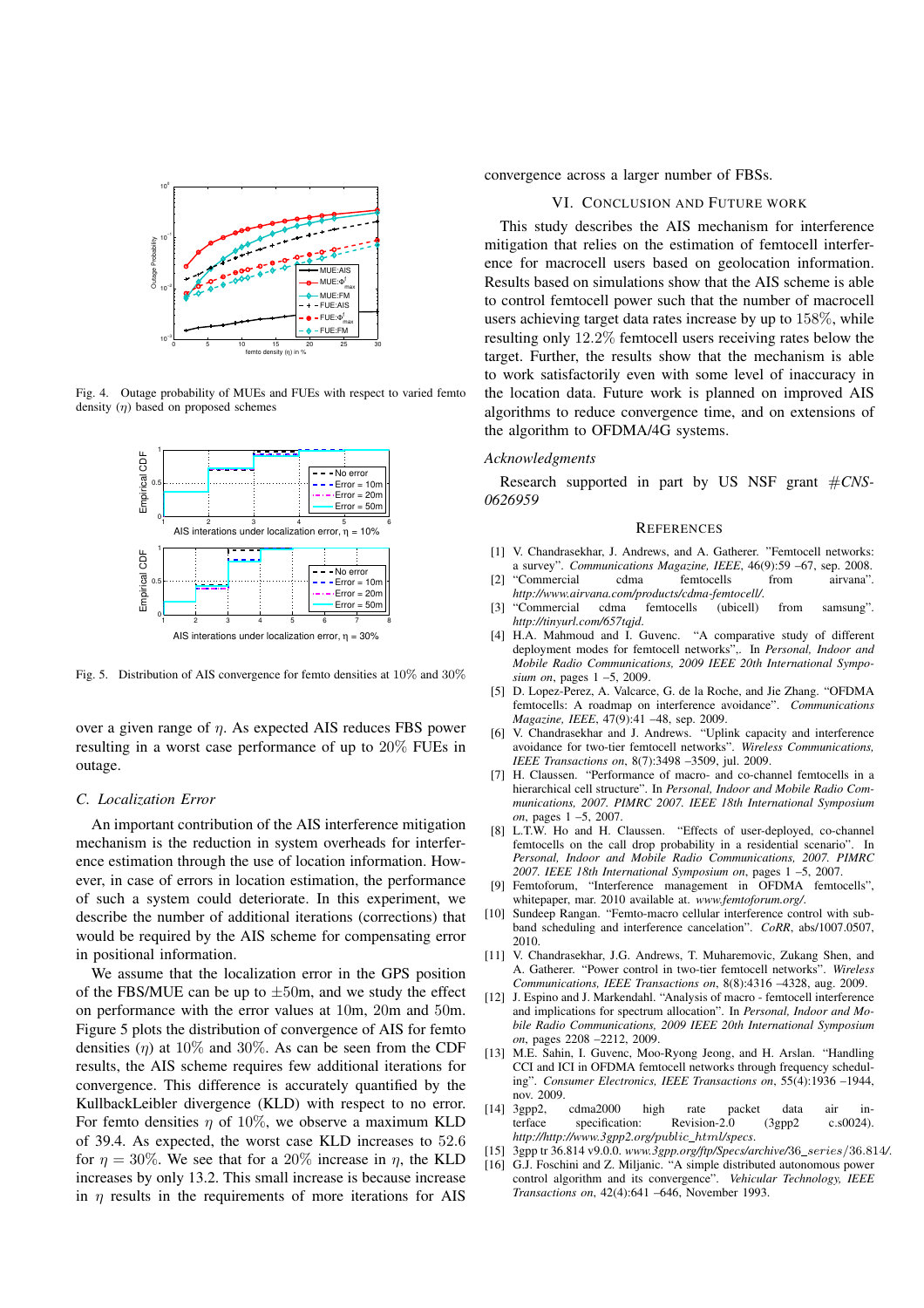$10^0$
$10^{-1}$
$10^{-2}$
$10^{-3}$
Outage Probability
0 5 10 15 20 25 30
femto density (η) in %
MUE:AIS
MUE:$\Phi^l_{max}$
MUE:FM
FUE:AIS
FUE:$\Phi^l_{max}$
FUE:FM

Fig. 4. Outage probability of MUEs and FUEs with respect to varied femto density ($\eta$) based on proposed schemes

Empirical CDF
1
0.5
0
1 2 3 4 5 6
No error
Error = 10m
Error = 20m
Error = 50m
AIS interations under localization error, η = 10%

Empirical CDF
1
0.5
0
1 2 3 4 5 6 7 8
No error
Error = 10m
Error = 20m
Error = 50m
AIS interations under localization error, η = 30%

Fig. 5. Distribution of AIS convergence for femto densities at 10% and 30%

over a given range of $\eta$. As expected AIS reduces FBS power resulting in a worst case performance of up to 20% FUEs in outage.

### C. Localization Error

An important contribution of the AIS interference mitigation mechanism is the reduction in system overheads for interference estimation through the use of location information. However, in case of errors in location estimation, the performance of such a system could deteriorate. In this experiment, we describe the number of additional iterations (corrections) that would be required by the AIS scheme for compensating error in positional information.

We assume that the localization error in the GPS position of the FBS/MUE can be up to $\pm 50$m, and we study the effect on performance with the error values at 10m, 20m and 50m. Figure 5 plots the distribution of convergence of AIS for femto densities ($\eta$) at 10% and 30%. As can be seen from the CDF results, the AIS scheme requires few additional iterations for convergence. This difference is accurately quantified by the KullbackLeibler divergence (KLD) with respect to no error. For femto densities $\eta$ of 10%, we observe a maximum KLD of 39.4. As expected, the worst case KLD increases to 52.6 for $\eta = 30\%$. We see that for a 20% increase in $\eta$, the KLD increases by only 13.2. This small increase is because increase in $\eta$ results in the requirements of more iterations for AIS convergence across a larger number of FBSs.

## VI. Conclusion and Future Work

This study describes the AIS mechanism for interference mitigation that relies on the estimation of femtocell interference for macrocell users based on geolocation information. Results based on simulations show that the AIS scheme is able to control femtocell power such that the number of macrocell users achieving target data rates increase by up to 158%, while resulting only 12.2% femtocell users receiving rates below the target. Further, the results show that the mechanism is able to work satisfactorily even with some level of inaccuracy in the location data. Future work is planned on improved AIS algorithms to reduce convergence time, and on extensions of the algorithm to OFDMA/4G systems.

### Acknowledgments

Research supported in part by US NSF grant *#CNS-0626959*

## References

[1] V. Chandrasekhar, J. Andrews, and A. Gatherer. "Femtocell networks: a survey". *Communications Magazine, IEEE*, 46(9):59 –67, sep. 2008.

[2] "Commercial cdma femtocells from airvana". *http://www.airvana.com/products/cdma-femtocell/*.

[3] "Commercial cdma femtocells (ubicell) from samsung". *http://tinyurl.com/657tqjd*.

[4] H.A. Mahmoud and I. Guvenc. "A comparative study of different deployment modes for femtocell networks",. In *Personal, Indoor and Mobile Radio Communications, 2009 IEEE 20th International Symposium on*, pages 1 –5, 2009.

[5] D. Lopez-Perez, A. Valcarce, G. de la Roche, and Jie Zhang. "OFDMA femtocells: A roadmap on interference avoidance". *Communications Magazine, IEEE*, 47(9):41 –48, sep. 2009.

[6] V. Chandrasekhar and J. Andrews. "Uplink capacity and interference avoidance for two-tier femtocell networks". *Wireless Communications, IEEE Transactions on*, 8(7):3498 –3509, jul. 2009.

[7] H. Claussen. "Performance of macro- and co-channel femtocells in a hierarchical cell structure". In *Personal, Indoor and Mobile Radio Communications, 2007. PIMRC 2007. IEEE 18th International Symposium on*, pages 1 –5, 2007.

[8] L.T.W. Ho and H. Claussen. "Effects of user-deployed, co-channel femtocells on the call drop probability in a residential scenario". In *Personal, Indoor and Mobile Radio Communications, 2007. PIMRC 2007. IEEE 18th International Symposium on*, pages 1 –5, 2007.

[9] Femtoforum, "Interference management in OFDMA femtocells", whitepaper, mar. 2010 available at. *www.femtoforum.org/*.

[10] Sundeep Rangan. "Femto-macro cellular interference control with subband scheduling and interference cancelation". *CoRR*, abs/1007.0507, 2010.

[11] V. Chandrasekhar, J.G. Andrews, T. Muharemovic, Zukang Shen, and A. Gatherer. "Power control in two-tier femtocell networks". *Wireless Communications, IEEE Transactions on*, 8(8):4316 –4328, aug. 2009.

[12] J. Espino and J. Markendahl. "Analysis of macro - femtocell interference and implications for spectrum allocation". In *Personal, Indoor and Mobile Radio Communications, 2009 IEEE 20th International Symposium on*, pages 2208 –2212, 2009.

[13] M.E. Sahin, I. Guvenc, Moo-Ryong Jeong, and H. Arslan. "Handling CCI and ICI in OFDMA femtocell networks through frequency scheduling". *Consumer Electronics, IEEE Transactions on*, 55(4):1936 –1944, nov. 2009.

[14] 3gpp2, cdma2000 high rate packet data air interface specification: Revision-2.0 (3gpp2 c.s0024). *http://http://www.3gpp2.org/public_html/specs*.

[15] 3gpp tr 36.814 v9.0.0. *www.3gpp.org/ftp/Specs/archive/36_series/36.814/*.

[16] G.J. Foschini and Z. Miljanic. "A simple distributed autonomous power control algorithm and its convergence". *Vehicular Technology, IEEE Transactions on*, 42(4):641 –646, November 1993.